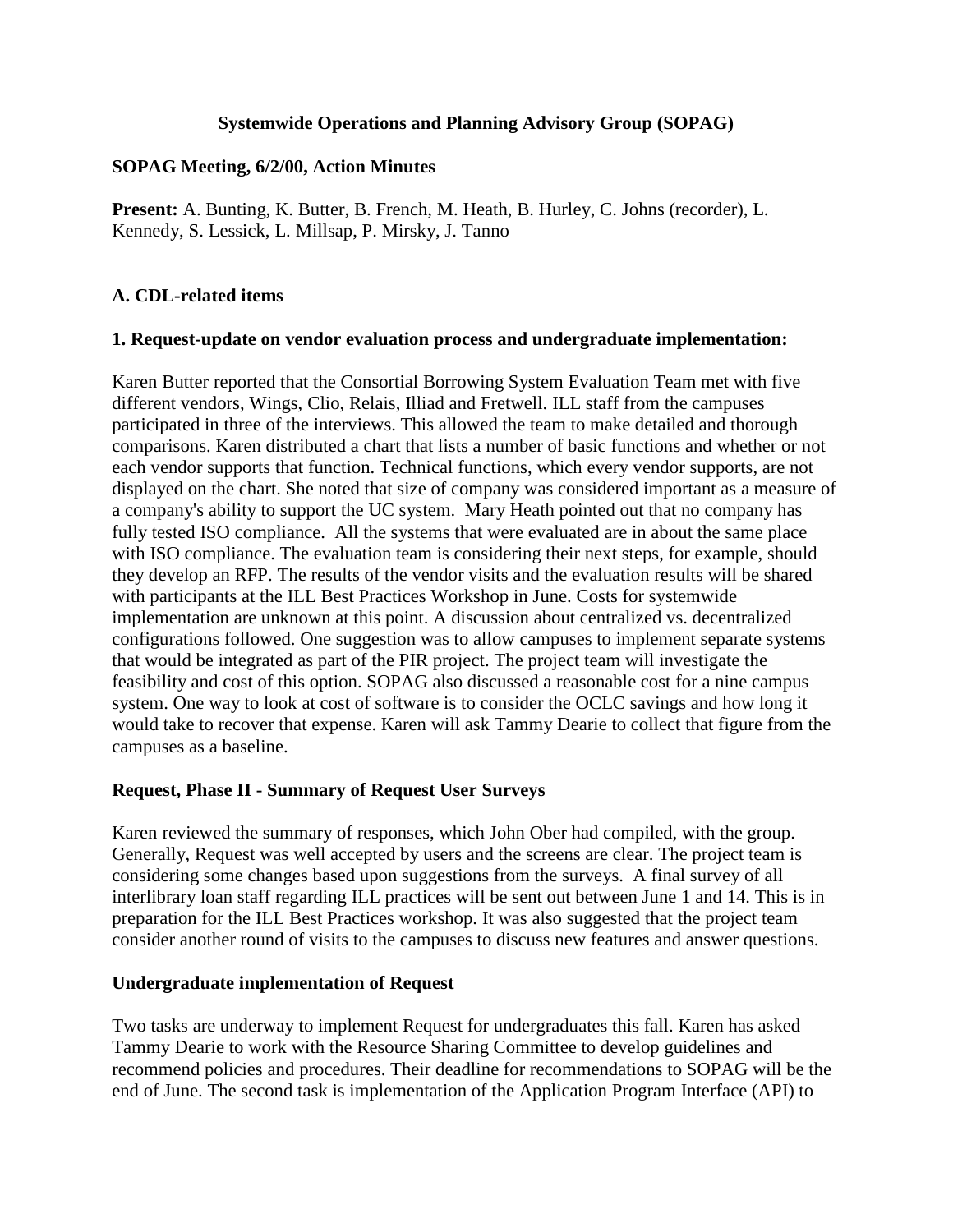# Systemwide Operations and Planning Advisory Group (SOPAG)

## SOPAG Meeting, 6/2/00, Action Minutes

**Present:** A. Bunting, K. Butter, B. French, M. Heath, B. Hurley, C. Johns (recorder), L. Kennedy, S. Lessick, L. Millsap, P. Mirsky, J. Tanno

### A. CDL-related items

#### 1. Request-update on vendor evaluation process and undergraduate implementation:

Karen Butter reported that the Consortial Borrowing System Evaluation Team met with five different vendors, Wings, Clio, Relais, Illiad and Fretwell. ILL staff from the campuses participated in three of the interviews. This allowed the team to make detailed and thorough comparisons. Karen distributed a chart that lists a number of basic functions and whether or not each vendor supports that function. Technical functions, which every vendor supports, are not displayed on the chart. She noted that size of company was considered important as a measure of a company's ability to support the UC system. Mary Heath pointed out that no company has fully tested ISO compliance. All the systems that were evaluated are in about the same place with ISO compliance. The evaluation team is considering their next steps, for example, should they develop an RFP. The results of the vendor visits and the evaluation results will be shared with participants at the ILL Best Practices Workshop in June. Costs for systemwide implementation are unknown at this point. A discussion about centralized vs. decentralized configurations followed. One suggestion was to allow campuses to implement separate systems that would be integrated as part of the PIR project. The project team will investigate the feasibility and cost of this option. SOPAG also discussed a reasonable cost for a nine campus system. One way to look at cost of software is to consider the OCLC savings and how long it would take to recover that expense. Karen will ask Tammy Dearie to collect that figure from the campuses as a baseline.

#### Request, Phase II - Summary of Request User Surveys

Karen reviewed the summary of responses, which John Ober had compiled, with the group. Generally, Request was well accepted by users and the screens are clear. The project team is considering some changes based upon suggestions from the surveys. A final survey of all interlibrary loan staff regarding ILL practices will be sent out between June 1 and 14. This is in preparation for the ILL Best Practices workshop. It was also suggested that the project team consider another round of visits to the campuses to discuss new features and answer questions.

#### Undergraduate implementation of Request

Two tasks are underway to implement Request for undergraduates this fall. Karen has asked Tammy Dearie to work with the Resource Sharing Committee to develop guidelines and recommend policies and procedures. Their deadline for recommendations to SOPAG will be the end of June. The second task is implementation of the Application Program Interface (API) to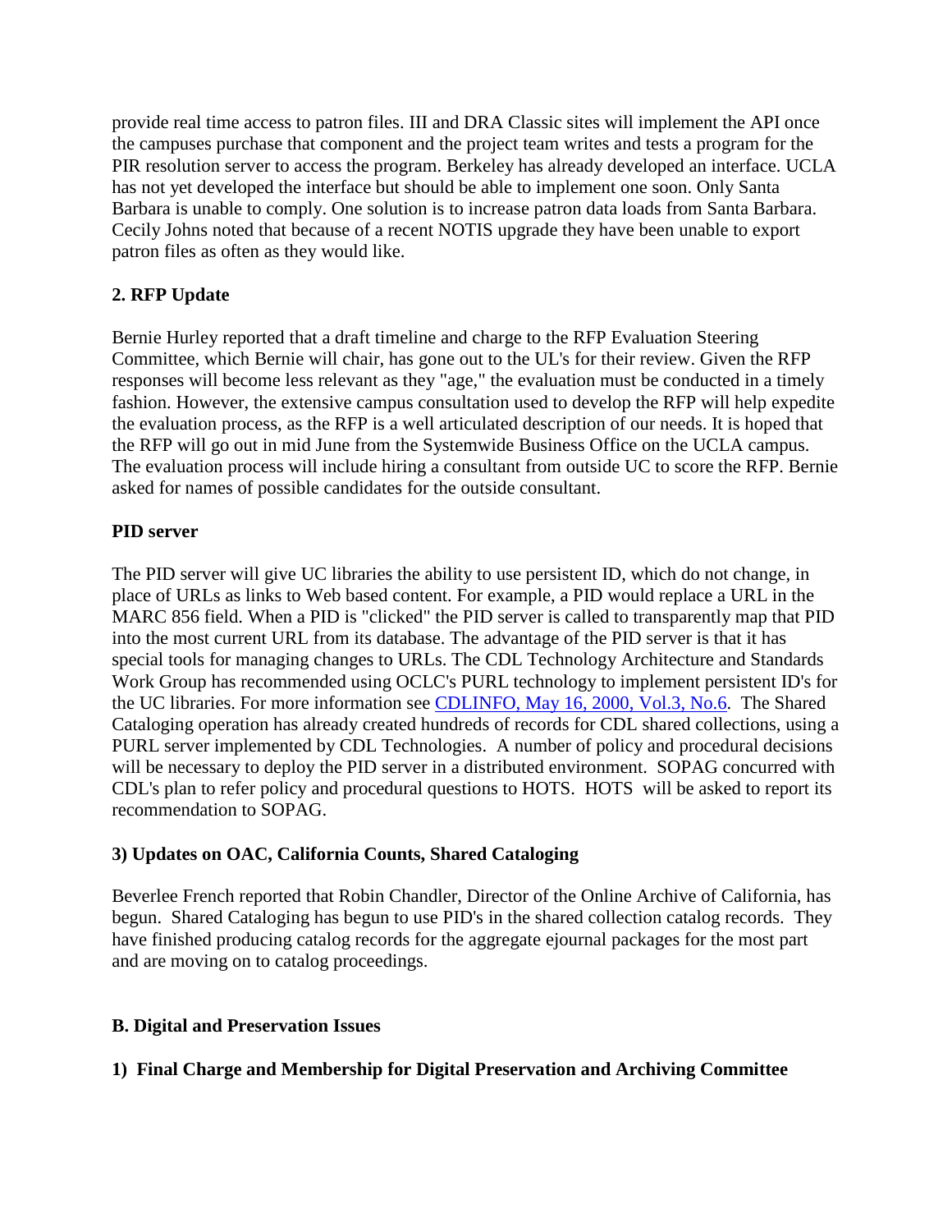provide real time access to patron files. III and DRA Classic sites will implement the API once the campuses purchase that component and the project team writes and tests a program for the PIR resolution server to access the program. Berkeley has already developed an interface. UCLA has not yet developed the interface but should be able to implement one soon. Only Santa Barbara is unable to comply. One solution is to increase patron data loads from Santa Barbara. Cecily Johns noted that because of a recent NOTIS upgrade they have been unable to export patron files as often as they would like.

**2. RFP Update**

Bernie Hurley reported that a draft timeline and charge to the RFP Evaluation Steering Committee, which Bernie will chair, has gone out to the UL's for their review. Given the RFP responses will become less relevant as they "age," the evaluation must be conducted in a timely fashion. However, the extensive campus consultation used to develop the RFP will help expedite the evaluation process, as the RFP is a well articulated description of our needs. It is hoped that the RFP will go out in mid June from the Systemwide Business Office on the UCLA campus. The evaluation process will include hiring a consultant from outside UC to score the RFP. Bernie asked for names of possible candidates for the outside consultant.

**PID server**

The PID server will give UC libraries the ability to use persistent ID, which do not change, in place of URLs as links to Web based content. For example, a PID would replace a URL in the MARC 856 field. When a PID is "clicked" the PID server is called to transparently map that PID into the most current URL from its database. The advantage of the PID server is that it has special tools for managing changes to URLs. The CDL Technology Architecture and Standards Work Group has recommended using OCLC's PURL technology to implement persistent ID's for the UC libraries. For more information see [CDLINFO, May 16, 2000, Vol.3, No.6](). The Shared Cataloging operation has already created hundreds of records for CDL shared collections, using a PURL server implemented by CDL Technologies. A number of policy and procedural decisions will be necessary to deploy the PID server in a distributed environment. SOPAG concurred with CDL's plan to refer policy and procedural questions to HOTS. HOTS will be asked to report its recommendation to SOPAG.

**3) Updates on OAC, California Counts, Shared Cataloging**

Beverlee French reported that Robin Chandler, Director of the Online Archive of California, has begun. Shared Cataloging has begun to use PID's in the shared collection catalog records. They have finished producing catalog records for the aggregate ejournal packages for the most part and are moving on to catalog proceedings.

**B. Digital and Preservation Issues**

**1) Final Charge and Membership for Digital Preservation and Archiving Committee**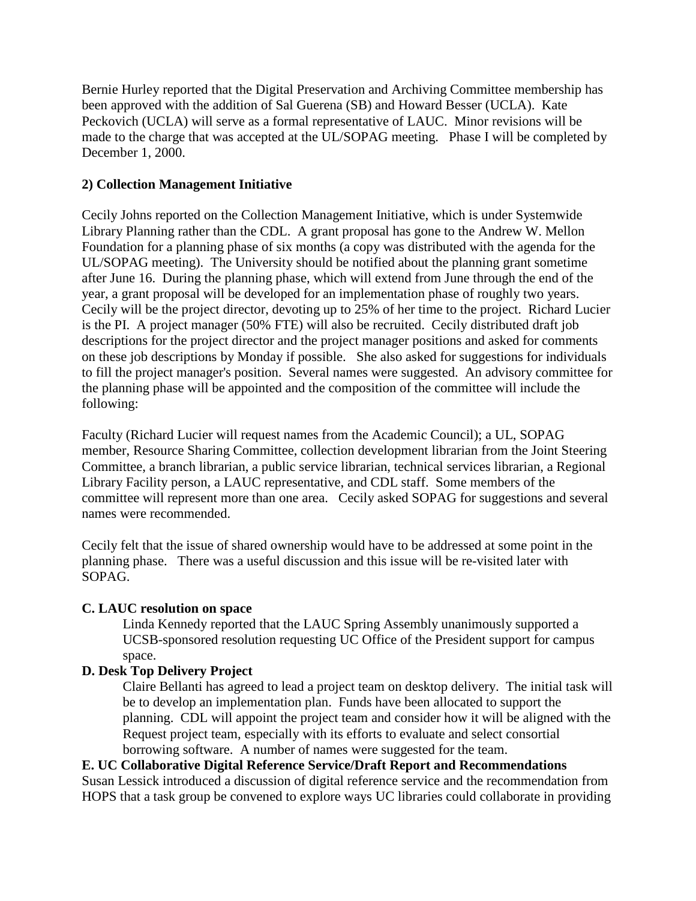Bernie Hurley reported that the Digital Preservation and Archiving Committee membership has been approved with the addition of Sal Guerena (SB) and Howard Besser (UCLA). Kate Peckovich (UCLA) will serve as a formal representative of LAUC. Minor revisions will be made to the charge that was accepted at the UL/SOPAG meeting. Phase I will be completed by December 1, 2000.

**2) Collection Management Initiative**

Cecily Johns reported on the Collection Management Initiative, which is under Systemwide Library Planning rather than the CDL. A grant proposal has gone to the Andrew W. Mellon Foundation for a planning phase of six months (a copy was distributed with the agenda for the UL/SOPAG meeting). The University should be notified about the planning grant sometime after June 16. During the planning phase, which will extend from June through the end of the year, a grant proposal will be developed for an implementation phase of roughly two years. Cecily will be the project director, devoting up to 25% of her time to the project. Richard Lucier is the PI. A project manager (50% FTE) will also be recruited. Cecily distributed draft job descriptions for the project director and the project manager positions and asked for comments on these job descriptions by Monday if possible. She also asked for suggestions for individuals to fill the project manager's position. Several names were suggested. An advisory committee for the planning phase will be appointed and the composition of the committee will include the following:

Faculty (Richard Lucier will request names from the Academic Council); a UL, SOPAG member, Resource Sharing Committee, collection development librarian from the Joint Steering Committee, a branch librarian, a public service librarian, technical services librarian, a Regional Library Facility person, a LAUC representative, and CDL staff. Some members of the committee will represent more than one area. Cecily asked SOPAG for suggestions and several names were recommended.

Cecily felt that the issue of shared ownership would have to be addressed at some point in the planning phase. There was a useful discussion and this issue will be re-visited later with SOPAG.

**C. LAUC resolution on space**

Linda Kennedy reported that the LAUC Spring Assembly unanimously supported a UCSB-sponsored resolution requesting UC Office of the President support for campus space.

**D. Desk Top Delivery Project**

Claire Bellanti has agreed to lead a project team on desktop delivery. The initial task will be to develop an implementation plan. Funds have been allocated to support the planning. CDL will appoint the project team and consider how it will be aligned with the Request project team, especially with its efforts to evaluate and select consortial borrowing software. A number of names were suggested for the team.

**E. UC Collaborative Digital Reference Service/Draft Report and Recommendations**

Susan Lessick introduced a discussion of digital reference service and the recommendation from HOPS that a task group be convened to explore ways UC libraries could collaborate in providing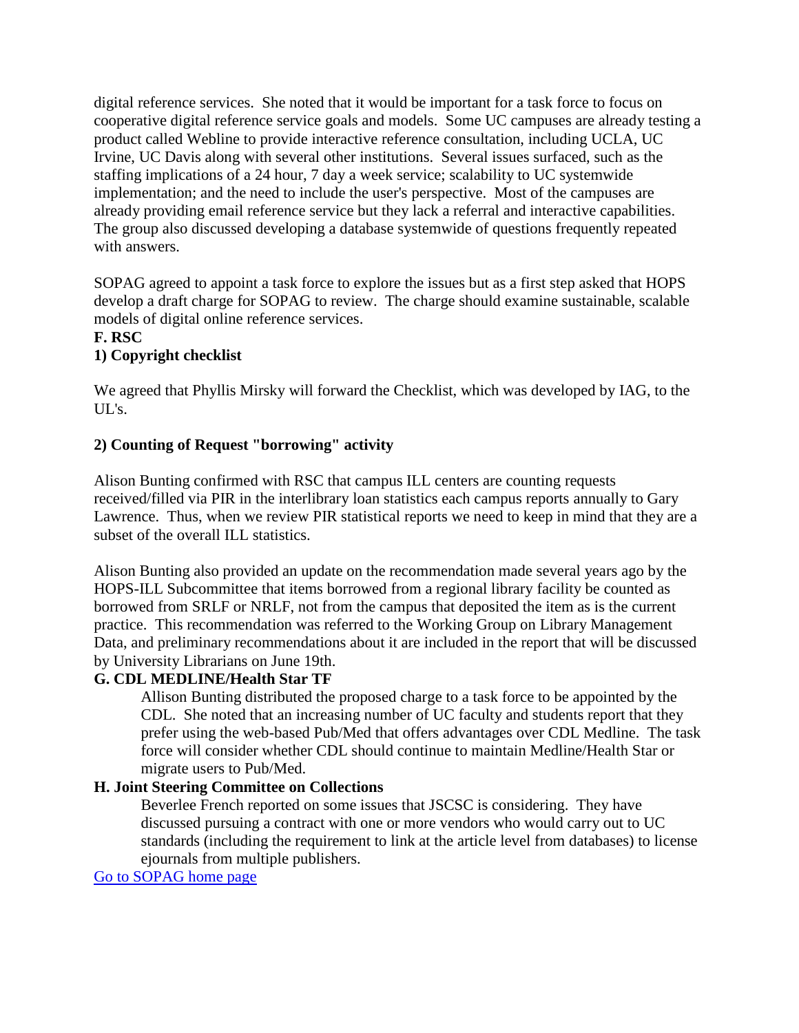digital reference services. She noted that it would be important for a task force to focus on cooperative digital reference service goals and models. Some UC campuses are already testing a product called Webline to provide interactive reference consultation, including UCLA, UC Irvine, UC Davis along with several other institutions. Several issues surfaced, such as the staffing implications of a 24 hour, 7 day a week service; scalability to UC systemwide implementation; and the need to include the user's perspective. Most of the campuses are already providing email reference service but they lack a referral and interactive capabilities. The group also discussed developing a database systemwide of questions frequently repeated with answers.

SOPAG agreed to appoint a task force to explore the issues but as a first step asked that HOPS develop a draft charge for SOPAG to review. The charge should examine sustainable, scalable models of digital online reference services.

**F. RSC**

**1) Copyright checklist**

We agreed that Phyllis Mirsky will forward the Checklist, which was developed by IAG, to the UL's.

**2) Counting of Request "borrowing" activity**

Alison Bunting confirmed with RSC that campus ILL centers are counting requests received/filled via PIR in the interlibrary loan statistics each campus reports annually to Gary Lawrence. Thus, when we review PIR statistical reports we need to keep in mind that they are a subset of the overall ILL statistics.

Alison Bunting also provided an update on the recommendation made several years ago by the HOPS-ILL Subcommittee that items borrowed from a regional library facility be counted as borrowed from SRLF or NRLF, not from the campus that deposited the item as is the current practice. This recommendation was referred to the Working Group on Library Management Data, and preliminary recommendations about it are included in the report that will be discussed by University Librarians on June 19th.

**G. CDL MEDLINE/Health Star TF**

Allison Bunting distributed the proposed charge to a task force to be appointed by the CDL. She noted that an increasing number of UC faculty and students report that they prefer using the web-based Pub/Med that offers advantages over CDL Medline. The task force will consider whether CDL should continue to maintain Medline/Health Star or migrate users to Pub/Med.

**H. Joint Steering Committee on Collections**

Beverlee French reported on some issues that JSCSC is considering. They have discussed pursuing a contract with one or more vendors who would carry out to UC standards (including the requirement to link at the article level from databases) to license ejournals from multiple publishers.

Go to SOPAG home page